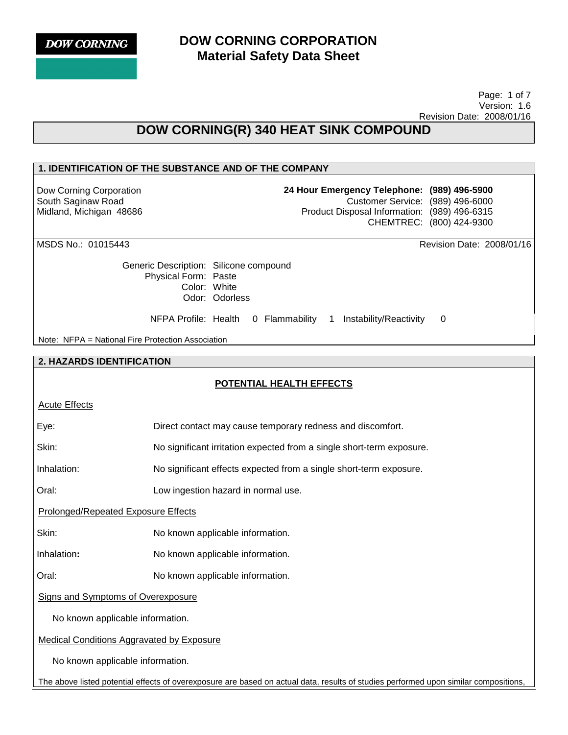# DOW CORNING CORPORATION
## Material Safety Data Sheet

Page: 1 of 7
Version: 1.6
Revision Date: 2008/01/16

# DOW CORNING(R) 340 HEAT SINK COMPOUND

## 1. IDENTIFICATION OF THE SUBSTANCE AND OF THE COMPANY

Dow Corning Corporation
South Saginaw Road
Midland, Michigan 48686

**24 Hour Emergency Telephone: (989) 496-5900**
Customer Service: (989) 496-6000
Product Disposal Information: (989) 496-6315
CHEMTREC: (800) 424-9300

MSDS No.: 01015443
Revision Date: 2008/01/16

Generic Description: Silicone compound
Physical Form: Paste
Color: White
Odor: Odorless

NFPA Profile: Health 0 Flammability 1 Instability/Reactivity 0

Note: NFPA = National Fire Protection Association

## 2. HAZARDS IDENTIFICATION

### POTENTIAL HEALTH EFFECTS

Acute Effects

| | |
|---|---|
| Eye: | Direct contact may cause temporary redness and discomfort. |
| Skin: | No significant irritation expected from a single short-term exposure. |
| Inhalation: | No significant effects expected from a single short-term exposure. |
| Oral: | Low ingestion hazard in normal use. |

Prolonged/Repeated Exposure Effects

| | |
|---|---|
| Skin: | No known applicable information. |
| Inhalation: | No known applicable information. |
| Oral: | No known applicable information. |

Signs and Symptoms of Overexposure

No known applicable information.

Medical Conditions Aggravated by Exposure

No known applicable information.

The above listed potential effects of overexposure are based on actual data, results of studies performed upon similar compositions,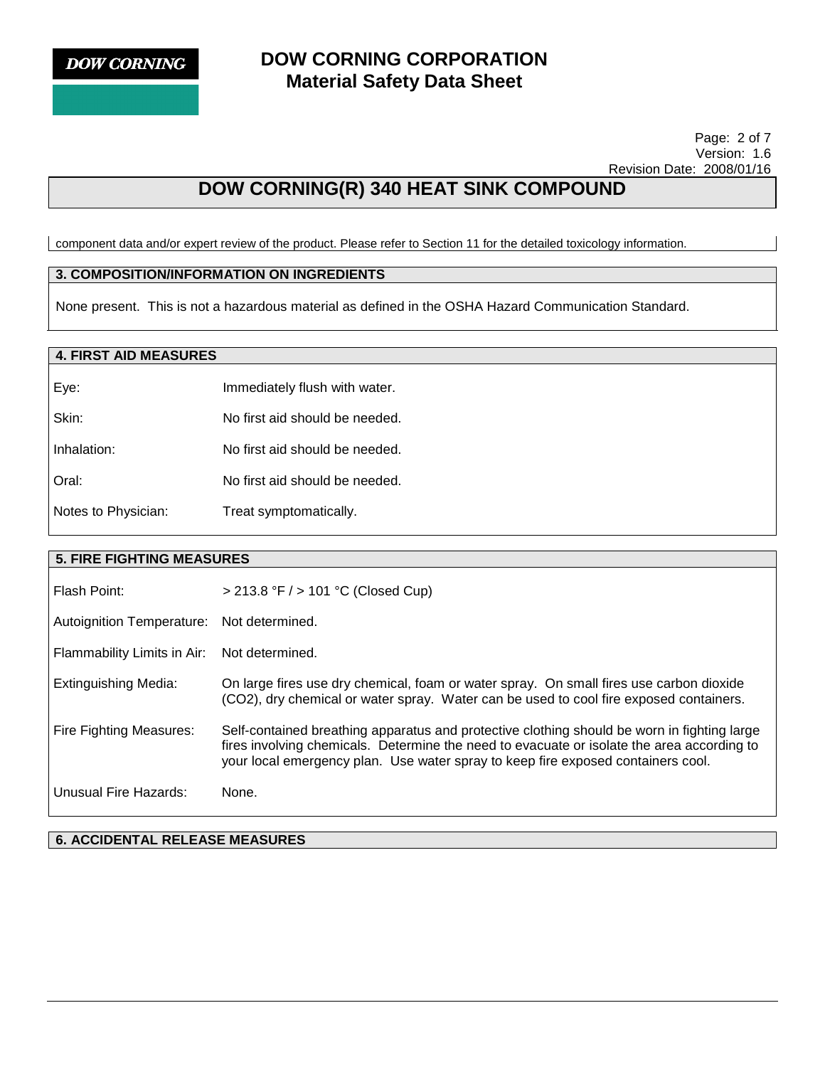component data and/or expert review of the product. Please refer to Section 11 for the detailed toxicology information.

## 3. COMPOSITION/INFORMATION ON INGREDIENTS

None present. This is not a hazardous material as defined in the OSHA Hazard Communication Standard.

## 4. FIRST AID MEASURES

| | |
|---|---|
| Eye: | Immediately flush with water. |
| Skin: | No first aid should be needed. |
| Inhalation: | No first aid should be needed. |
| Oral: | No first aid should be needed. |
| Notes to Physician: | Treat symptomatically. |

## 5. FIRE FIGHTING MEASURES

| | |
|---|---|
| Flash Point: | > 213.8 °F / > 101 °C (Closed Cup) |
| Autoignition Temperature: | Not determined. |
| Flammability Limits in Air: | Not determined. |
| Extinguishing Media: | On large fires use dry chemical, foam or water spray. On small fires use carbon dioxide ($CO_2$), dry chemical or water spray. Water can be used to cool fire exposed containers. |
| Fire Fighting Measures: | Self-contained breathing apparatus and protective clothing should be worn in fighting large fires involving chemicals. Determine the need to evacuate or isolate the area according to your local emergency plan. Use water spray to keep fire exposed containers cool. |
| Unusual Fire Hazards: | None. |

## 6. ACCIDENTAL RELEASE MEASURES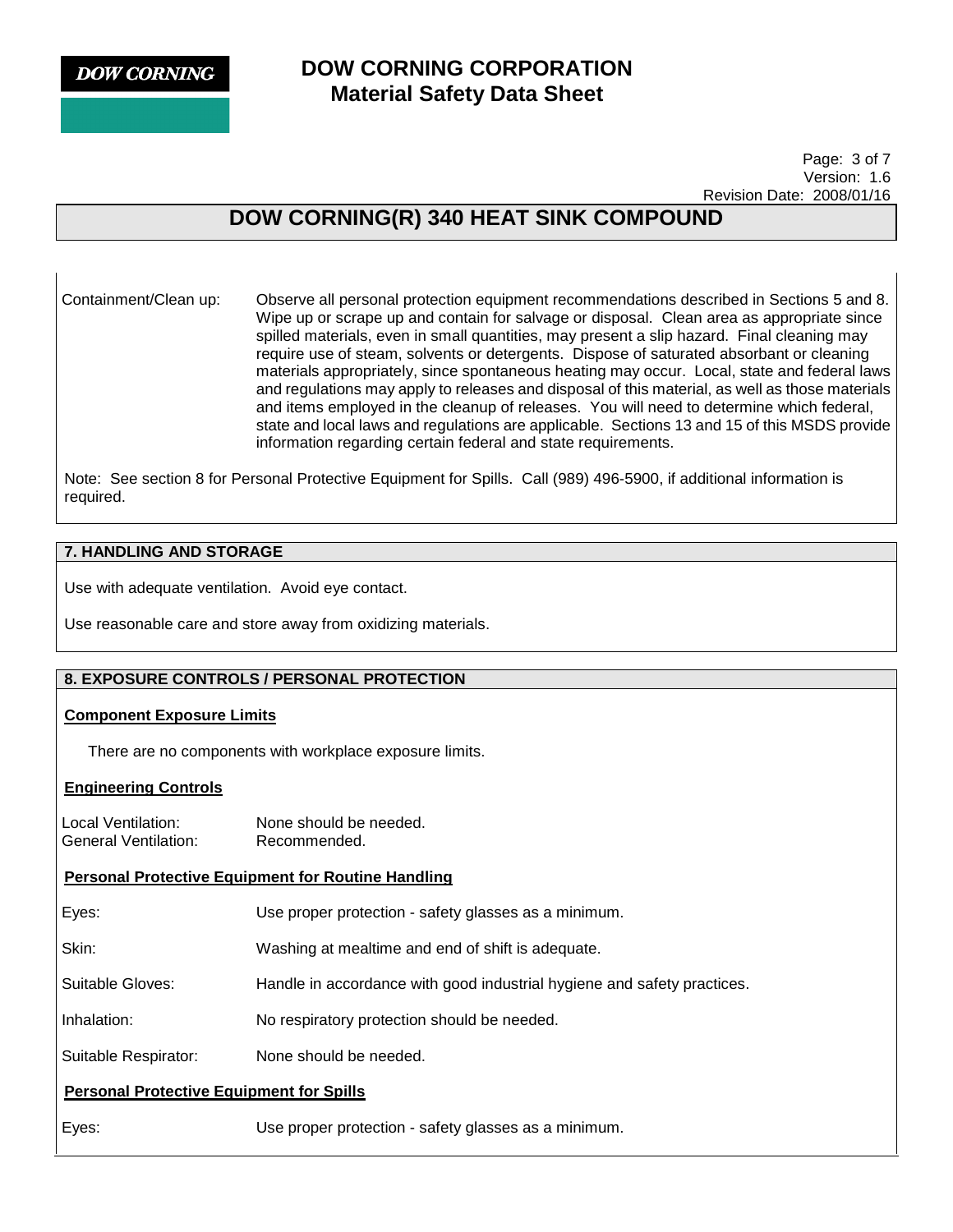| | |
|---|---|
| Containment/Clean up: | Observe all personal protection equipment recommendations described in Sections 5 and 8. Wipe up or scrape up and contain for salvage or disposal. Clean area as appropriate since spilled materials, even in small quantities, may present a slip hazard. Final cleaning may require use of steam, solvents or detergents. Dispose of saturated absorbant or cleaning materials appropriately, since spontaneous heating may occur. Local, state and federal laws and regulations may apply to releases and disposal of this material, as well as those materials and items employed in the cleanup of releases. You will need to determine which federal, state and local laws and regulations are applicable. Sections 13 and 15 of this MSDS provide information regarding certain federal and state requirements. |

Note: See section 8 for Personal Protective Equipment for Spills. Call (989) 496-5900, if additional information is required.

## 7. HANDLING AND STORAGE

Use with adequate ventilation. Avoid eye contact.

Use reasonable care and store away from oxidizing materials.

## 8. EXPOSURE CONTROLS / PERSONAL PROTECTION

**Component Exposure Limits**

There are no components with workplace exposure limits.

**Engineering Controls**

| | |
|---|---|
| Local Ventilation: | None should be needed. |
| General Ventilation: | Recommended. |

**Personal Protective Equipment for Routine Handling**

| | |
|---|---|
| Eyes: | Use proper protection - safety glasses as a minimum. |
| Skin: | Washing at mealtime and end of shift is adequate. |
| Suitable Gloves: | Handle in accordance with good industrial hygiene and safety practices. |
| Inhalation: | No respiratory protection should be needed. |
| Suitable Respirator: | None should be needed. |

**Personal Protective Equipment for Spills**

| | |
|---|---|
| Eyes: | Use proper protection - safety glasses as a minimum. |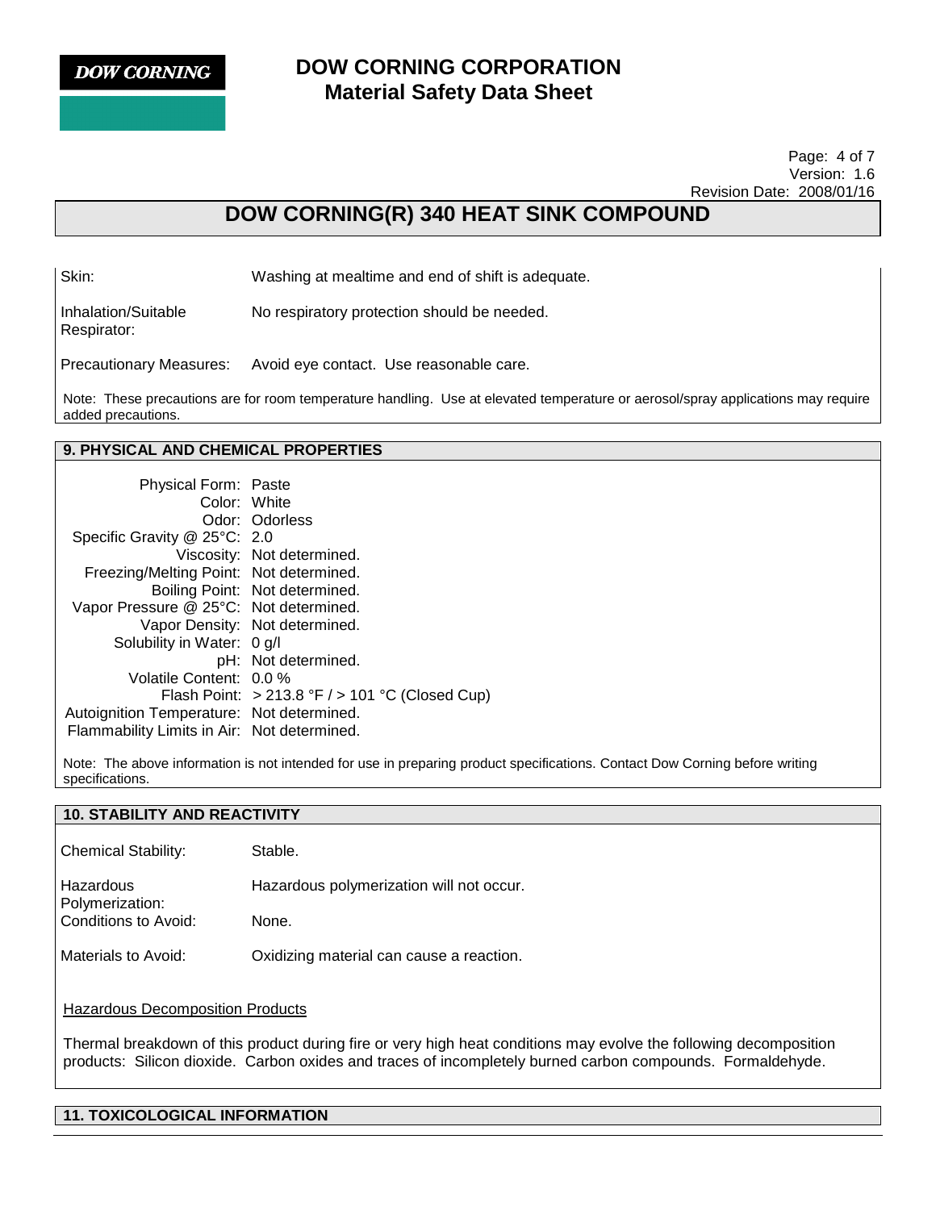| | |
|---|---|
| Skin: | Washing at mealtime and end of shift is adequate. |
| Inhalation/Suitable Respirator: | No respiratory protection should be needed. |
| Precautionary Measures: | Avoid eye contact. Use reasonable care. |

Note: These precautions are for room temperature handling. Use at elevated temperature or aerosol/spray applications may require added precautions.

## 9. PHYSICAL AND CHEMICAL PROPERTIES

| | |
|---|---|
| Physical Form: | Paste |
| Color: | White |
| Odor: | Odorless |
| Specific Gravity @ 25°C: | 2.0 |
| Viscosity: | Not determined. |
| Freezing/Melting Point: | Not determined. |
| Boiling Point: | Not determined. |
| Vapor Pressure @ 25°C: | Not determined. |
| Vapor Density: | Not determined. |
| Solubility in Water: | 0 g/l |
| pH: | Not determined. |
| Volatile Content: | 0.0 % |
| Flash Point: | > 213.8 °F / > 101 °C (Closed Cup) |
| Autoignition Temperature: | Not determined. |
| Flammability Limits in Air: | Not determined. |

Note: The above information is not intended for use in preparing product specifications. Contact Dow Corning before writing specifications.

## 10. STABILITY AND REACTIVITY

| | |
|---|---|
| Chemical Stability: | Stable. |
| Hazardous Polymerization: | Hazardous polymerization will not occur. |
| Conditions to Avoid: | None. |
| Materials to Avoid: | Oxidizing material can cause a reaction. |

### Hazardous Decomposition Products

Thermal breakdown of this product during fire or very high heat conditions may evolve the following decomposition products: Silicon dioxide. Carbon oxides and traces of incompletely burned carbon compounds. Formaldehyde.

## 11. TOXICOLOGICAL INFORMATION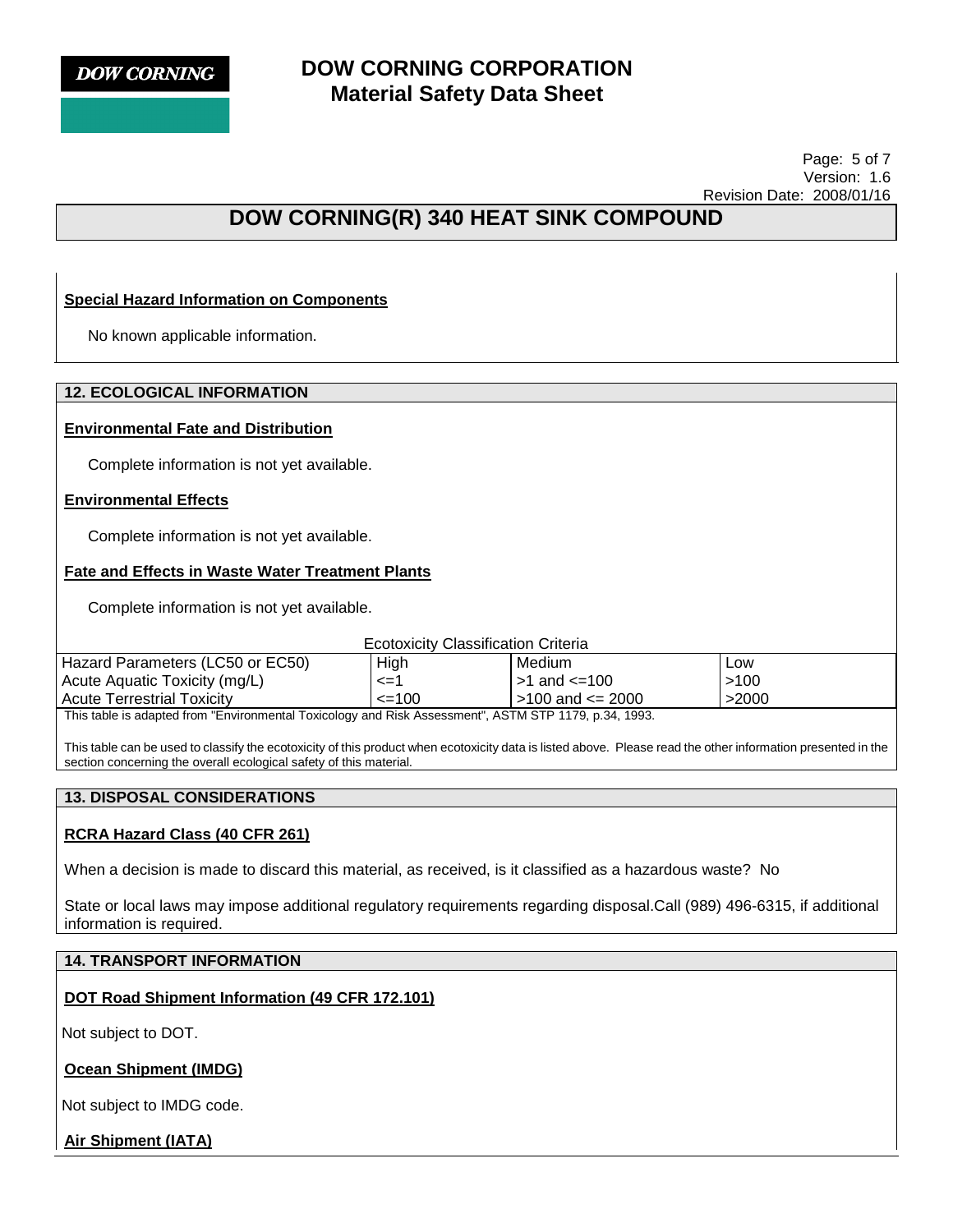### Special Hazard Information on Components

No known applicable information.

## 12. ECOLOGICAL INFORMATION

### Environmental Fate and Distribution

Complete information is not yet available.

### Environmental Effects

Complete information is not yet available.

### Fate and Effects in Waste Water Treatment Plants

Complete information is not yet available.

Ecotoxicity Classification Criteria

| Hazard Parameters (LC50 or EC50) | High | Medium | Low |
|---|---|---|---|
| Acute Aquatic Toxicity (mg/L) | <=1 | >1 and <=100 | >100 |
| Acute Terrestrial Toxicity | <=100 | >100 and <= 2000 | >2000 |

This table is adapted from "Environmental Toxicology and Risk Assessment", ASTM STP 1179, p.34, 1993.

This table can be used to classify the ecotoxicity of this product when ecotoxicity data is listed above. Please read the other information presented in the section concerning the overall ecological safety of this material.

## 13. DISPOSAL CONSIDERATIONS

### RCRA Hazard Class (40 CFR 261)

When a decision is made to discard this material, as received, is it classified as a hazardous waste? No

State or local laws may impose additional regulatory requirements regarding disposal.Call (989) 496-6315, if additional information is required.

## 14. TRANSPORT INFORMATION

### DOT Road Shipment Information (49 CFR 172.101)

Not subject to DOT.

### Ocean Shipment (IMDG)

Not subject to IMDG code.

### Air Shipment (IATA)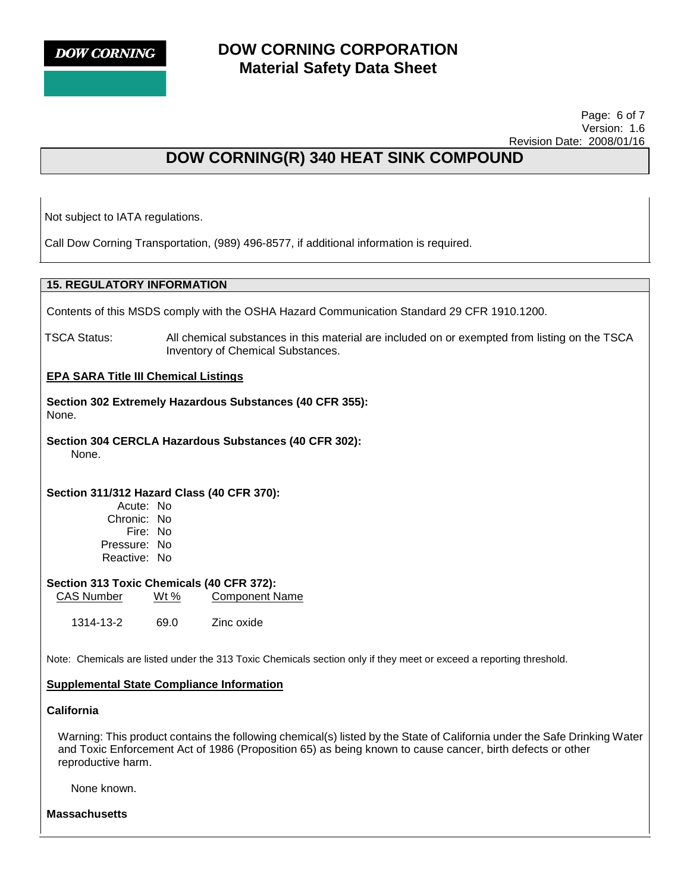Not subject to IATA regulations.

Call Dow Corning Transportation, (989) 496-8577, if additional information is required.

## 15. REGULATORY INFORMATION

Contents of this MSDS comply with the OSHA Hazard Communication Standard 29 CFR 1910.1200.

TSCA Status: All chemical substances in this material are included on or exempted from listing on the TSCA Inventory of Chemical Substances.

### EPA SARA Title III Chemical Listings

**Section 302 Extremely Hazardous Substances (40 CFR 355):**
None.

**Section 304 CERCLA Hazardous Substances (40 CFR 302):**
None.

**Section 311/312 Hazard Class (40 CFR 370):**

Acute: No
Chronic: No
Fire: No
Pressure: No
Reactive: No

**Section 313 Toxic Chemicals (40 CFR 372):**

| CAS Number | Wt % | Component Name |
|---|---|---|
| 1314-13-2 | 69.0 | Zinc oxide |

Note: Chemicals are listed under the 313 Toxic Chemicals section only if they meet or exceed a reporting threshold.

### Supplemental State Compliance Information

**California**

Warning: This product contains the following chemical(s) listed by the State of California under the Safe Drinking Water and Toxic Enforcement Act of 1986 (Proposition 65) as being known to cause cancer, birth defects or other reproductive harm.

None known.

**Massachusetts**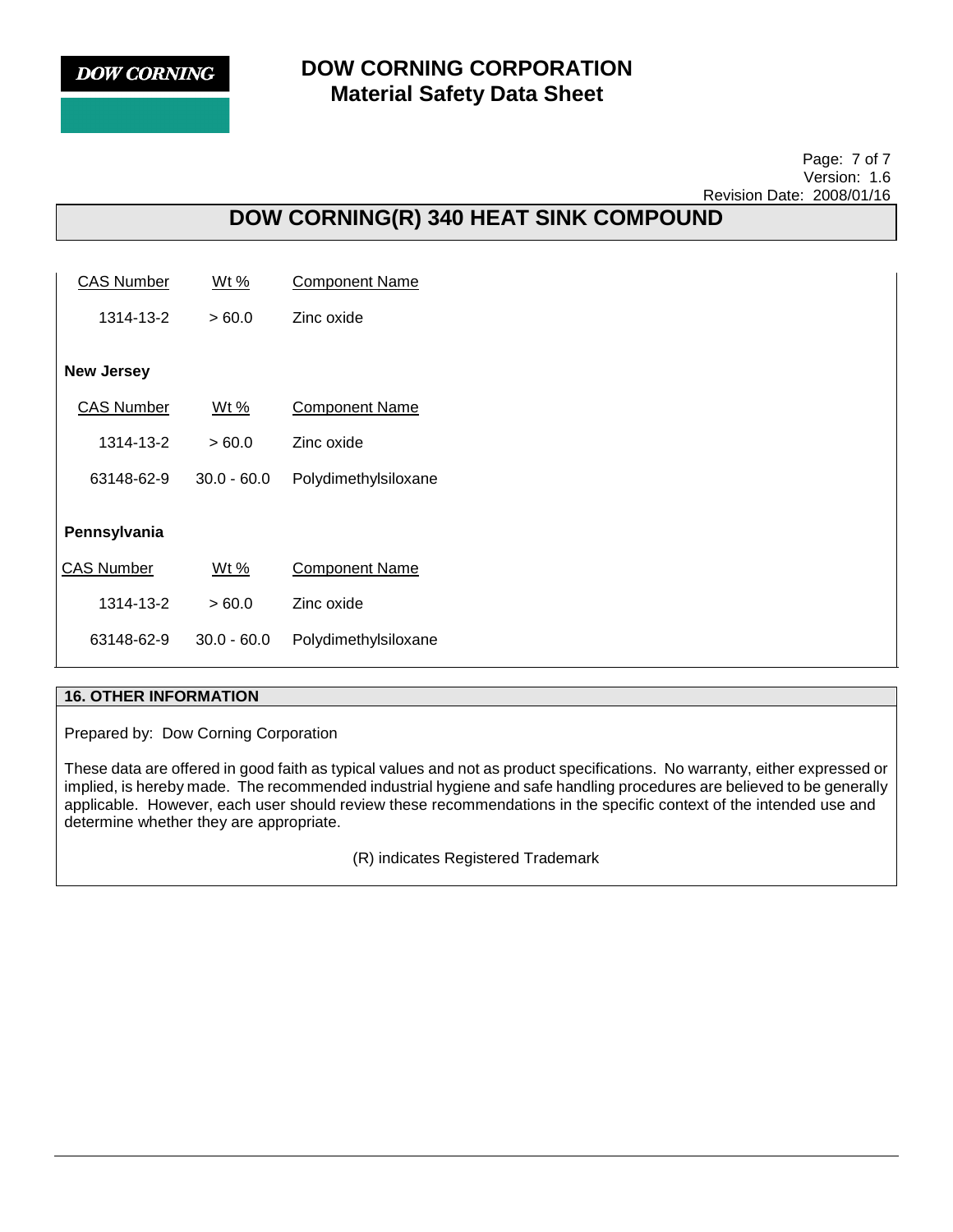| CAS Number | Wt % | Component Name |
|---|---|---|
| 1314-13-2 | > 60.0 | Zinc oxide |

**New Jersey**

| CAS Number | Wt % | Component Name |
|---|---|---|
| 1314-13-2 | > 60.0 | Zinc oxide |
| 63148-62-9 | 30.0 - 60.0 | Polydimethylsiloxane |

**Pennsylvania**

| CAS Number | Wt % | Component Name |
|---|---|---|
| 1314-13-2 | > 60.0 | Zinc oxide |
| 63148-62-9 | 30.0 - 60.0 | Polydimethylsiloxane |

## 16. OTHER INFORMATION

Prepared by: Dow Corning Corporation

These data are offered in good faith as typical values and not as product specifications. No warranty, either expressed or implied, is hereby made. The recommended industrial hygiene and safe handling procedures are believed to be generally applicable. However, each user should review these recommendations in the specific context of the intended use and determine whether they are appropriate.

(R) indicates Registered Trademark